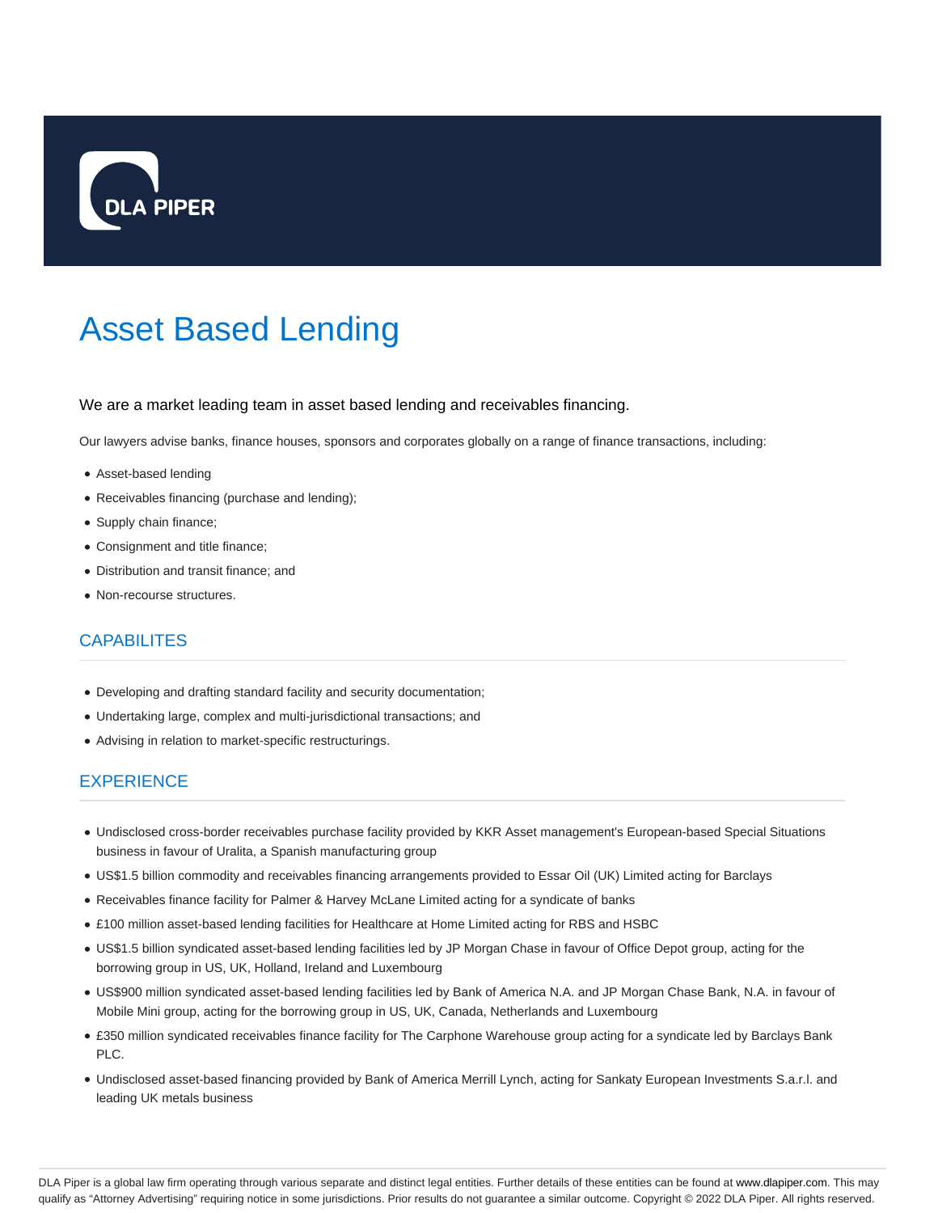DLA PIPER

# Asset Based Lending

We are a market leading team in asset based lending and receivables financing.

Our lawyers advise banks, finance houses, sponsors and corporates globally on a range of finance transactions, including:

- Asset-based lending
- Receivables financing (purchase and lending);
- Supply chain finance;
- Consignment and title finance;
- Distribution and transit finance; and
- Non-recourse structures.

## CAPABILITES

- Developing and drafting standard facility and security documentation;
- Undertaking large, complex and multi-jurisdictional transactions; and
- Advising in relation to market-specific restructurings.

## EXPERIENCE

- Undisclosed cross-border receivables purchase facility provided by KKR Asset management's European-based Special Situations business in favour of Uralita, a Spanish manufacturing group
- US$1.5 billion commodity and receivables financing arrangements provided to Essar Oil (UK) Limited acting for Barclays
- Receivables finance facility for Palmer & Harvey McLane Limited acting for a syndicate of banks
- £100 million asset-based lending facilities for Healthcare at Home Limited acting for RBS and HSBC
- US$1.5 billion syndicated asset-based lending facilities led by JP Morgan Chase in favour of Office Depot group, acting for the borrowing group in US, UK, Holland, Ireland and Luxembourg
- US$900 million syndicated asset-based lending facilities led by Bank of America N.A. and JP Morgan Chase Bank, N.A. in favour of Mobile Mini group, acting for the borrowing group in US, UK, Canada, Netherlands and Luxembourg
- £350 million syndicated receivables finance facility for The Carphone Warehouse group acting for a syndicate led by Barclays Bank PLC.
- Undisclosed asset-based financing provided by Bank of America Merrill Lynch, acting for Sankaty European Investments S.a.r.l. and leading UK metals business

DLA Piper is a global law firm operating through various separate and distinct legal entities. Further details of these entities can be found at www.dlapiper.com. This may qualify as "Attorney Advertising" requiring notice in some jurisdictions. Prior results do not guarantee a similar outcome. Copyright © 2022 DLA Piper. All rights reserved.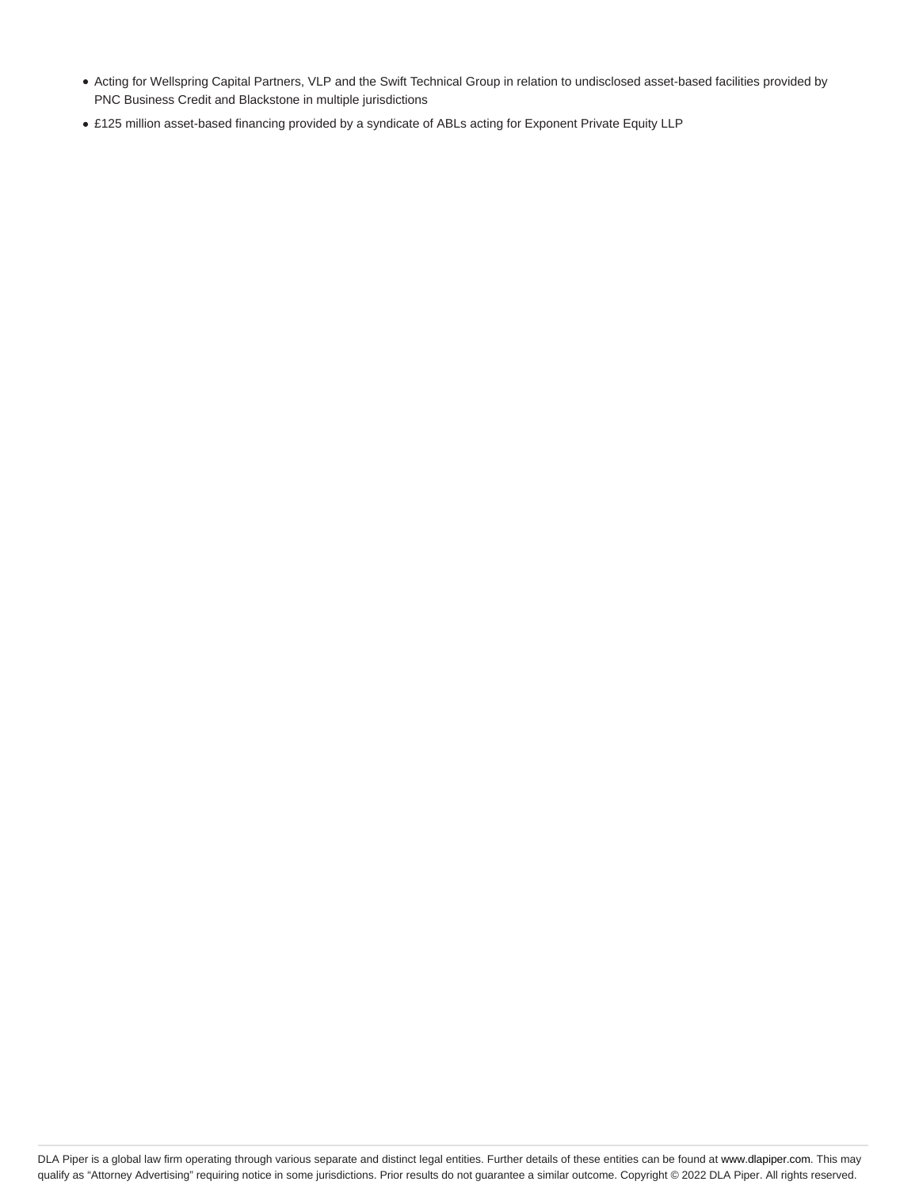- Acting for Wellspring Capital Partners, VLP and the Swift Technical Group in relation to undisclosed asset-based facilities provided by PNC Business Credit and Blackstone in multiple jurisdictions
- £125 million asset-based financing provided by a syndicate of ABLs acting for Exponent Private Equity LLP

DLA Piper is a global law firm operating through various separate and distinct legal entities. Further details of these entities can be found at www.dlapiper.com. This may qualify as "Attorney Advertising" requiring notice in some jurisdictions. Prior results do not guarantee a similar outcome. Copyright © 2022 DLA Piper. All rights reserved.